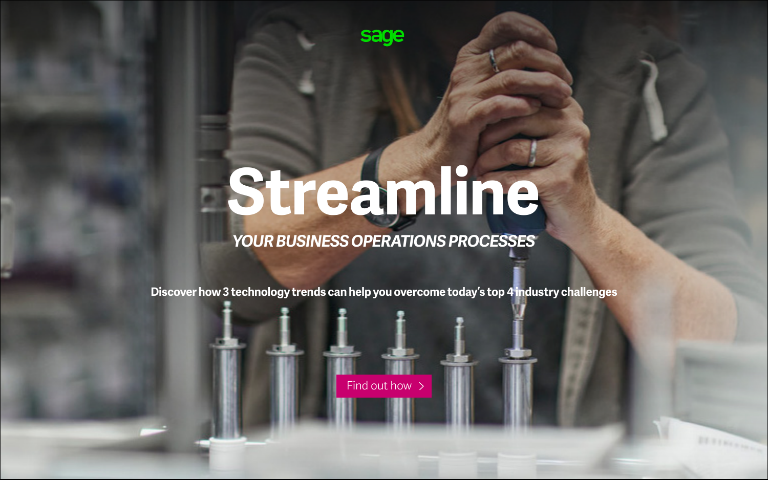sage

# Streamline

*YOUR BUSINESS OPERATIONS PROCESSES*

**Discover how 3 technology trends can help you overcome today's top 4 industry challenges**

Find out how >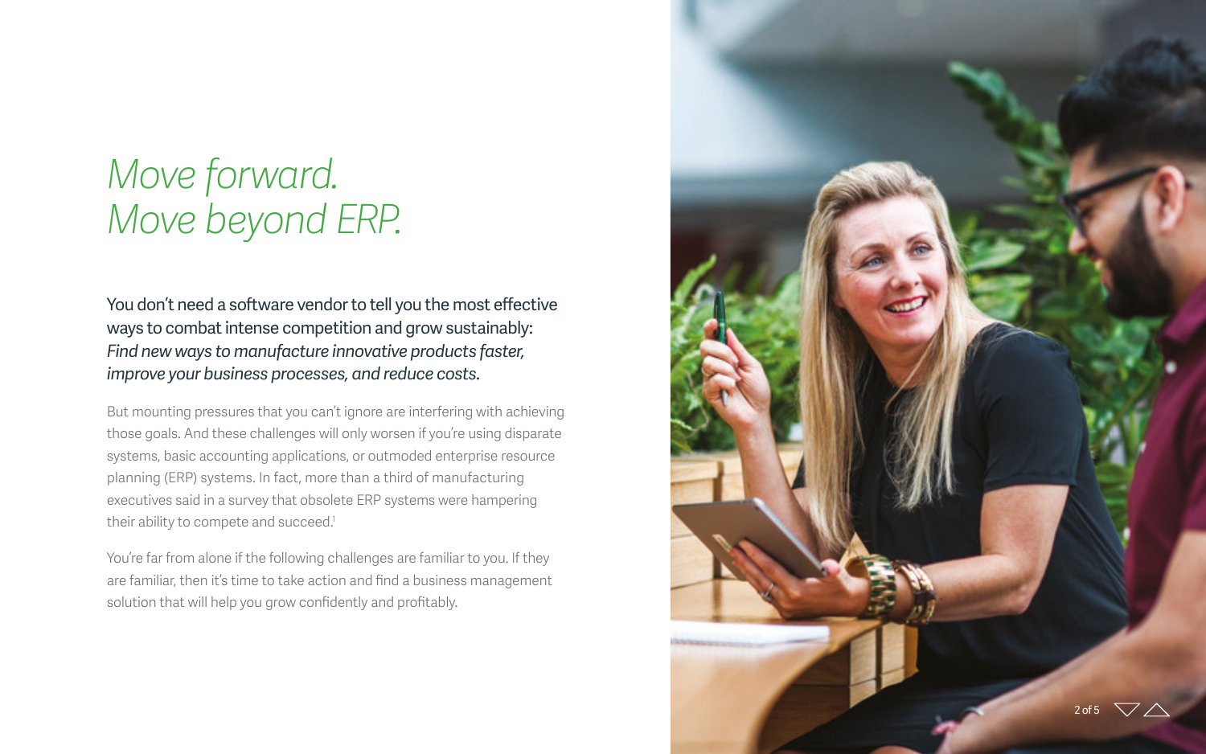# *Move forward. Move beyond ERP.*

You don't need a software vendor to tell you the most effective ways to combat intense competition and grow sustainably: *Find new ways to manufacture innovative products faster, improve your business processes, and reduce costs.*

But mounting pressures that you can't ignore are interfering with achieving those goals. And these challenges will only worsen if you're using disparate systems, basic accounting applications, or outmoded enterprise resource planning (ERP) systems. In fact, more than a third of manufacturing executives said in a survey that obsolete ERP systems were hampering their ability to compete and succeed.[1]

You're far from alone if the following challenges are familiar to you. If they are familiar, then it's time to take action and find a business management solution that will help you grow confidently and profitably.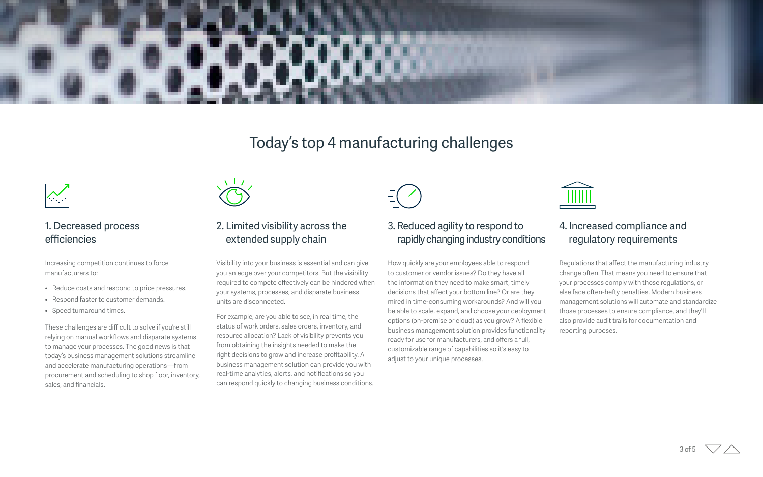# Today's top 4 manufacturing challenges

## 1. Decreased process efficiencies

Increasing competition continues to force manufacturers to:

- Reduce costs and respond to price pressures.
- Respond faster to customer demands.
- Speed turnaround times.

These challenges are difficult to solve if you're still relying on manual workflows and disparate systems to manage your processes. The good news is that today's business management solutions streamline and accelerate manufacturing operations—from procurement and scheduling to shop floor, inventory, sales, and financials.

## 2. Limited visibility across the extended supply chain

Visibility into your business is essential and can give you an edge over your competitors. But the visibility required to compete effectively can be hindered when your systems, processes, and disparate business units are disconnected.

For example, are you able to see, in real time, the status of work orders, sales orders, inventory, and resource allocation? Lack of visibility prevents you from obtaining the insights needed to make the right decisions to grow and increase profitability. A business management solution can provide you with real-time analytics, alerts, and notifications so you can respond quickly to changing business conditions.

## 3. Reduced agility to respond to rapidly changing industry conditions

How quickly are your employees able to respond to customer or vendor issues? Do they have all the information they need to make smart, timely decisions that affect your bottom line? Or are they mired in time-consuming workarounds? And will you be able to scale, expand, and choose your deployment options (on-premise or cloud) as you grow? A flexible business management solution provides functionality ready for use for manufacturers, and offers a full, customizable range of capabilities so it's easy to adjust to your unique processes.

## 4. Increased compliance and regulatory requirements

Regulations that affect the manufacturing industry change often. That means you need to ensure that your processes comply with those regulations, or else face often-hefty penalties. Modern business management solutions will automate and standardize those processes to ensure compliance, and they'll also provide audit trails for documentation and reporting purposes.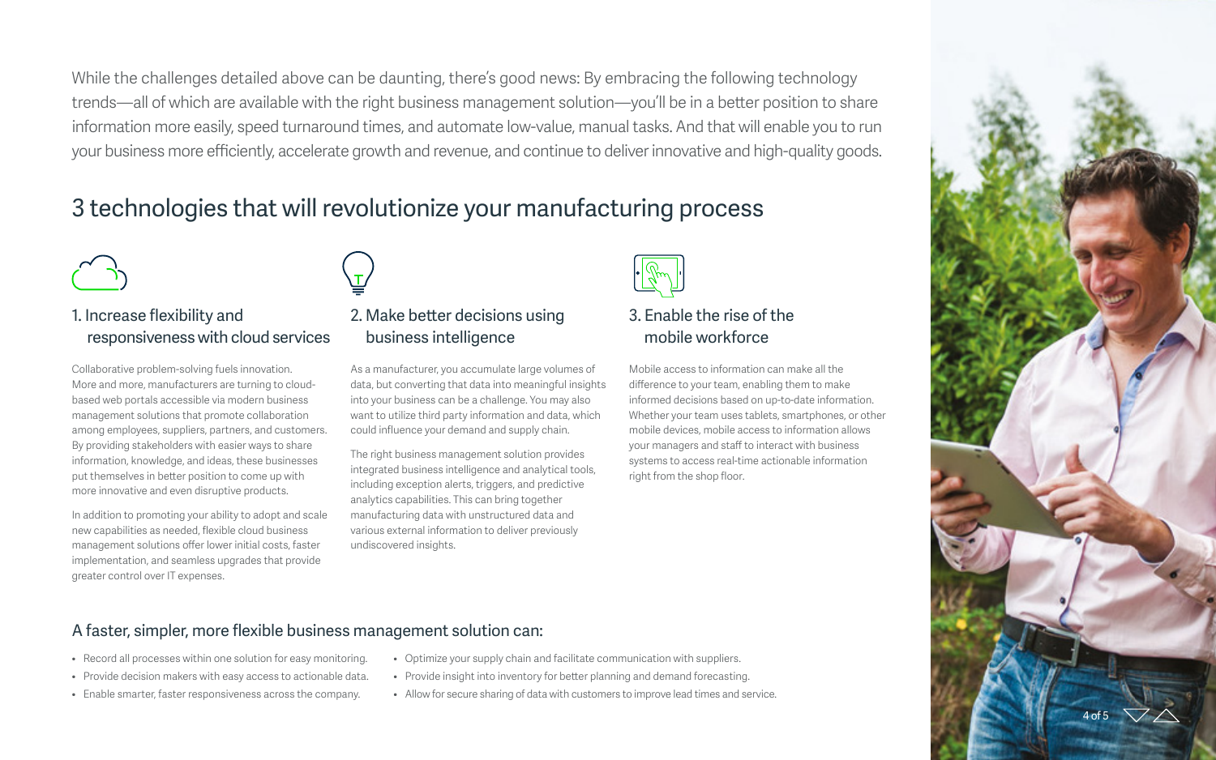While the challenges detailed above can be daunting, there's good news: By embracing the following technology trends—all of which are available with the right business management solution—you'll be in a better position to share information more easily, speed turnaround times, and automate low-value, manual tasks. And that will enable you to run your business more efficiently, accelerate growth and revenue, and continue to deliver innovative and high-quality goods.

## 3 technologies that will revolutionize your manufacturing process

### 1. Increase flexibility and responsiveness with cloud services

Collaborative problem-solving fuels innovation. More and more, manufacturers are turning to cloud-based web portals accessible via modern business management solutions that promote collaboration among employees, suppliers, partners, and customers. By providing stakeholders with easier ways to share information, knowledge, and ideas, these businesses put themselves in better position to come up with more innovative and even disruptive products.

In addition to promoting your ability to adopt and scale new capabilities as needed, flexible cloud business management solutions offer lower initial costs, faster implementation, and seamless upgrades that provide greater control over IT expenses.

### 2. Make better decisions using business intelligence

As a manufacturer, you accumulate large volumes of data, but converting that data into meaningful insights into your business can be a challenge. You may also want to utilize third party information and data, which could influence your demand and supply chain.

The right business management solution provides integrated business intelligence and analytical tools, including exception alerts, triggers, and predictive analytics capabilities. This can bring together manufacturing data with unstructured data and various external information to deliver previously undiscovered insights.

### 3. Enable the rise of the mobile workforce

Mobile access to information can make all the difference to your team, enabling them to make informed decisions based on up-to-date information. Whether your team uses tablets, smartphones, or other mobile devices, mobile access to information allows your managers and staff to interact with business systems to access real-time actionable information right from the shop floor.

### A faster, simpler, more flexible business management solution can:

- Record all processes within one solution for easy monitoring.
- Provide decision makers with easy access to actionable data.
- Enable smarter, faster responsiveness across the company.
- Optimize your supply chain and facilitate communication with suppliers.
- Provide insight into inventory for better planning and demand forecasting.
- Allow for secure sharing of data with customers to improve lead times and service.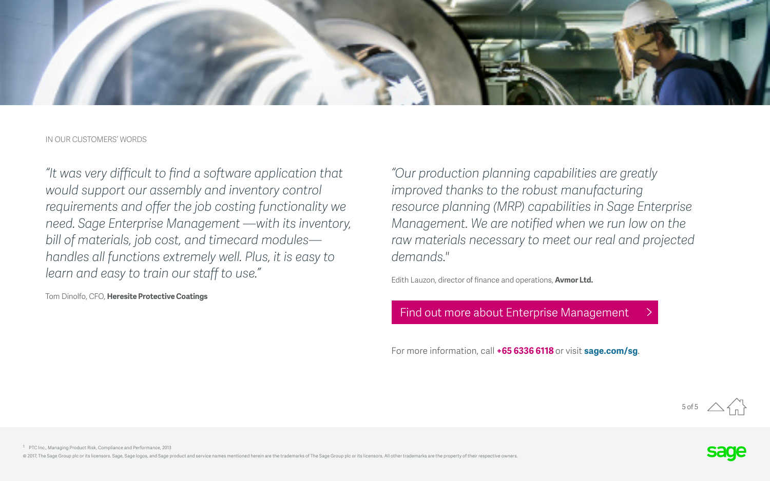IN OUR CUSTOMERS' WORDS

*"It was very difficult to find a software application that would support our assembly and inventory control requirements and offer the job costing functionality we need. Sage Enterprise Management —with its inventory, bill of materials, job cost, and timecard modules— handles all functions extremely well. Plus, it is easy to learn and easy to train our staff to use."*

Tom Dinolfo, CFO, **Heresite Protective Coatings**

*"Our production planning capabilities are greatly improved thanks to the robust manufacturing resource planning (MRP) capabilities in Sage Enterprise Management. We are notified when we run low on the raw materials necessary to meet our real and projected demands."*

Edith Lauzon, director of finance and operations, **Avmor Ltd.**

Find out more about Enterprise Management >

For more information, call **+65 6336 6118** or visit **sage.com/sg**.

[1] PTC Inc., Managing Product Risk, Compliance and Performance, 2013

© 2017, The Sage Group plc or its licensors. Sage, Sage logos, and Sage product and service names mentioned herein are the trademarks of The Sage Group plc or its licensors. All other trademarks are the property of their respective owners.

sage